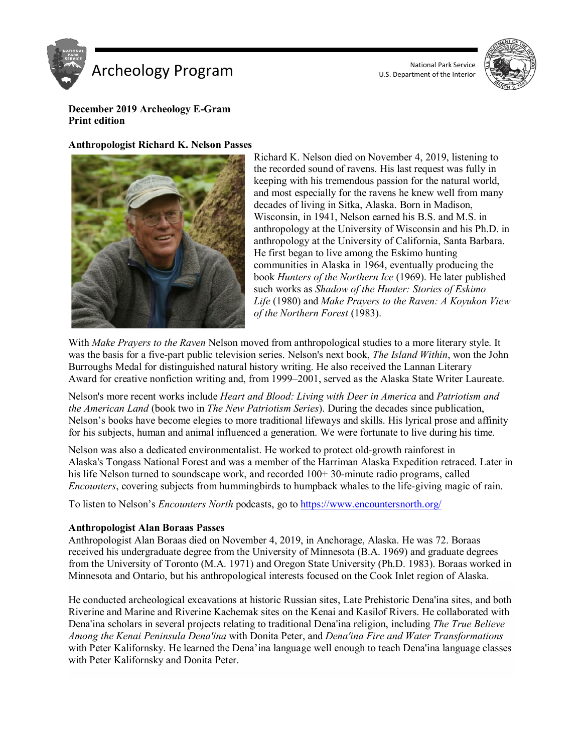# Archeology Program

National Park Service
U.S. Department of the Interior

**December 2019 Archeology E-Gram**
**Print edition**

## Anthropologist Richard K. Nelson Passes

Richard K. Nelson died on November 4, 2019, listening to the recorded sound of ravens. His last request was fully in keeping with his tremendous passion for the natural world, and most especially for the ravens he knew well from many decades of living in Sitka, Alaska. Born in Madison, Wisconsin, in 1941, Nelson earned his B.S. and M.S. in anthropology at the University of Wisconsin and his Ph.D. in anthropology at the University of California, Santa Barbara. He first began to live among the Eskimo hunting communities in Alaska in 1964, eventually producing the book *Hunters of the Northern Ice* (1969). He later published such works as *Shadow of the Hunter: Stories of Eskimo Life* (1980) and *Make Prayers to the Raven: A Koyukon View of the Northern Forest* (1983).

With *Make Prayers to the Raven* Nelson moved from anthropological studies to a more literary style. It was the basis for a five-part public television series. Nelson's next book, *The Island Within*, won the John Burroughs Medal for distinguished natural history writing. He also received the Lannan Literary Award for creative nonfiction writing and, from 1999–2001, served as the Alaska State Writer Laureate.

Nelson's more recent works include *Heart and Blood: Living with Deer in America* and *Patriotism and the American Land* (book two in *The New Patriotism Series*). During the decades since publication, Nelson's books have become elegies to more traditional lifeways and skills. His lyrical prose and affinity for his subjects, human and animal influenced a generation. We were fortunate to live during his time.

Nelson was also a dedicated environmentalist. He worked to protect old-growth rainforest in Alaska's Tongass National Forest and was a member of the Harriman Alaska Expedition retraced. Later in his life Nelson turned to soundscape work, and recorded 100+ 30-minute radio programs, called *Encounters*, covering subjects from hummingbirds to humpback whales to the life-giving magic of rain.

To listen to Nelson's *Encounters North* podcasts, go to https://www.encountersnorth.org/

## Anthropologist Alan Boraas Passes

Anthropologist Alan Boraas died on November 4, 2019, in Anchorage, Alaska. He was 72. Boraas received his undergraduate degree from the University of Minnesota (B.A. 1969) and graduate degrees from the University of Toronto (M.A. 1971) and Oregon State University (Ph.D. 1983). Boraas worked in Minnesota and Ontario, but his anthropological interests focused on the Cook Inlet region of Alaska.

He conducted archeological excavations at historic Russian sites, Late Prehistoric Dena'ina sites, and both Riverine and Marine and Riverine Kachemak sites on the Kenai and Kasilof Rivers. He collaborated with Dena'ina scholars in several projects relating to traditional Dena'ina religion, including *The True Believe Among the Kenai Peninsula Dena'ina* with Donita Peter, and *Dena'ina Fire and Water Transformations* with Peter Kalifornsky. He learned the Dena'ina language well enough to teach Dena'ina language classes with Peter Kalifornsky and Donita Peter.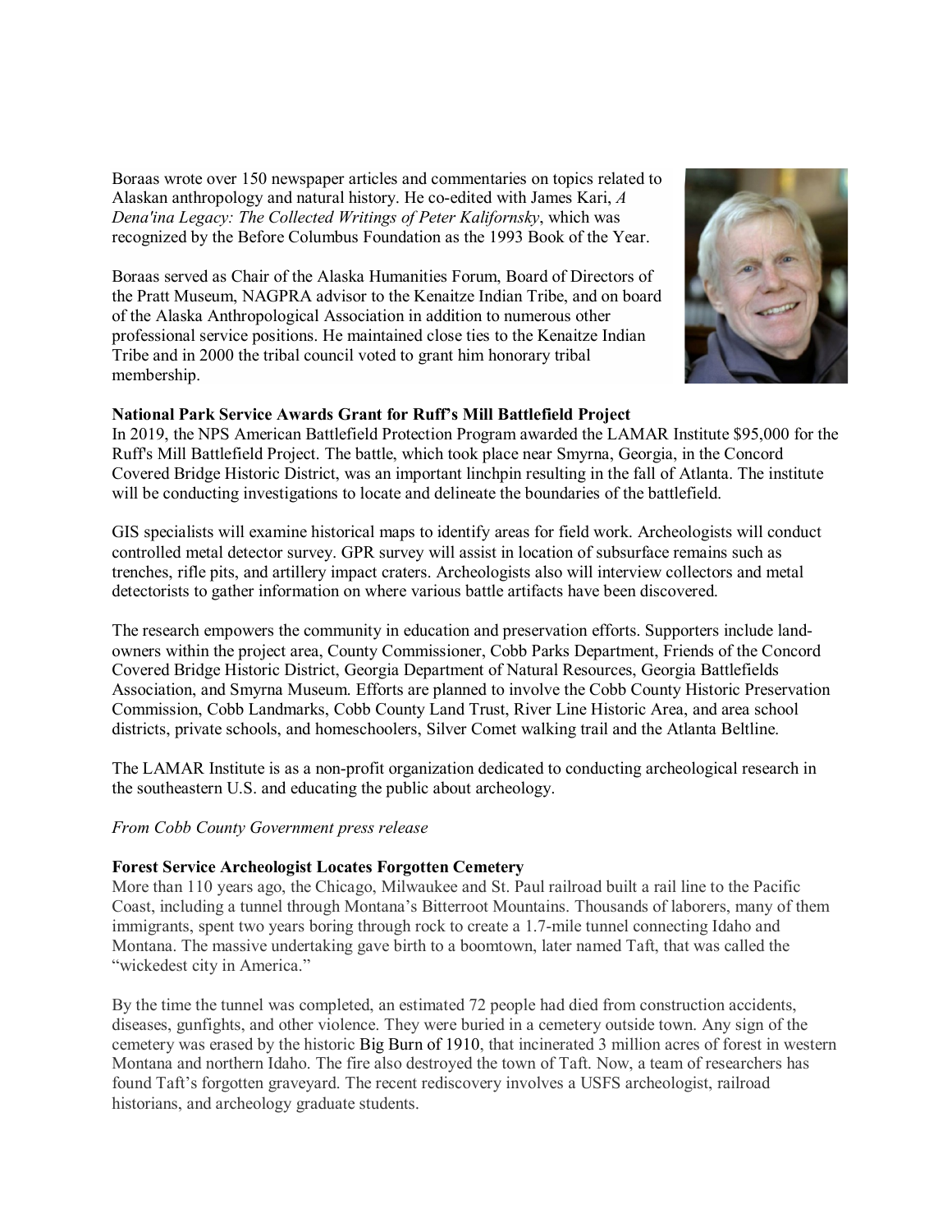Boraas wrote over 150 newspaper articles and commentaries on topics related to Alaskan anthropology and natural history. He co-edited with James Kari, *A Dena'ina Legacy: The Collected Writings of Peter Kalifornsky*, which was recognized by the Before Columbus Foundation as the 1993 Book of the Year.

Boraas served as Chair of the Alaska Humanities Forum, Board of Directors of the Pratt Museum, NAGPRA advisor to the Kenaitze Indian Tribe, and on board of the Alaska Anthropological Association in addition to numerous other professional service positions. He maintained close ties to the Kenaitze Indian Tribe and in 2000 the tribal council voted to grant him honorary tribal membership.

**National Park Service Awards Grant for Ruff's Mill Battlefield Project**

In 2019, the NPS American Battlefield Protection Program awarded the LAMAR Institute $95,000 for the Ruff's Mill Battlefield Project. The battle, which took place near Smyrna, Georgia, in the Concord Covered Bridge Historic District, was an important linchpin resulting in the fall of Atlanta. The institute will be conducting investigations to locate and delineate the boundaries of the battlefield.

GIS specialists will examine historical maps to identify areas for field work. Archeologists will conduct controlled metal detector survey. GPR survey will assist in location of subsurface remains such as trenches, rifle pits, and artillery impact craters. Archeologists also will interview collectors and metal detectorists to gather information on where various battle artifacts have been discovered.

The research empowers the community in education and preservation efforts. Supporters include land-owners within the project area, County Commissioner, Cobb Parks Department, Friends of the Concord Covered Bridge Historic District, Georgia Department of Natural Resources, Georgia Battlefields Association, and Smyrna Museum. Efforts are planned to involve the Cobb County Historic Preservation Commission, Cobb Landmarks, Cobb County Land Trust, River Line Historic Area, and area school districts, private schools, and homeschoolers, Silver Comet walking trail and the Atlanta Beltline.

The LAMAR Institute is as a non-profit organization dedicated to conducting archeological research in the southeastern U.S. and educating the public about archeology.

*From Cobb County Government press release*

**Forest Service Archeologist Locates Forgotten Cemetery**

More than 110 years ago, the Chicago, Milwaukee and St. Paul railroad built a rail line to the Pacific Coast, including a tunnel through Montana's Bitterroot Mountains. Thousands of laborers, many of them immigrants, spent two years boring through rock to create a 1.7-mile tunnel connecting Idaho and Montana. The massive undertaking gave birth to a boomtown, later named Taft, that was called the "wickedest city in America."

By the time the tunnel was completed, an estimated 72 people had died from construction accidents, diseases, gunfights, and other violence. They were buried in a cemetery outside town. Any sign of the cemetery was erased by the historic Big Burn of 1910, that incinerated 3 million acres of forest in western Montana and northern Idaho. The fire also destroyed the town of Taft. Now, a team of researchers has found Taft's forgotten graveyard. The recent rediscovery involves a USFS archeologist, railroad historians, and archeology graduate students.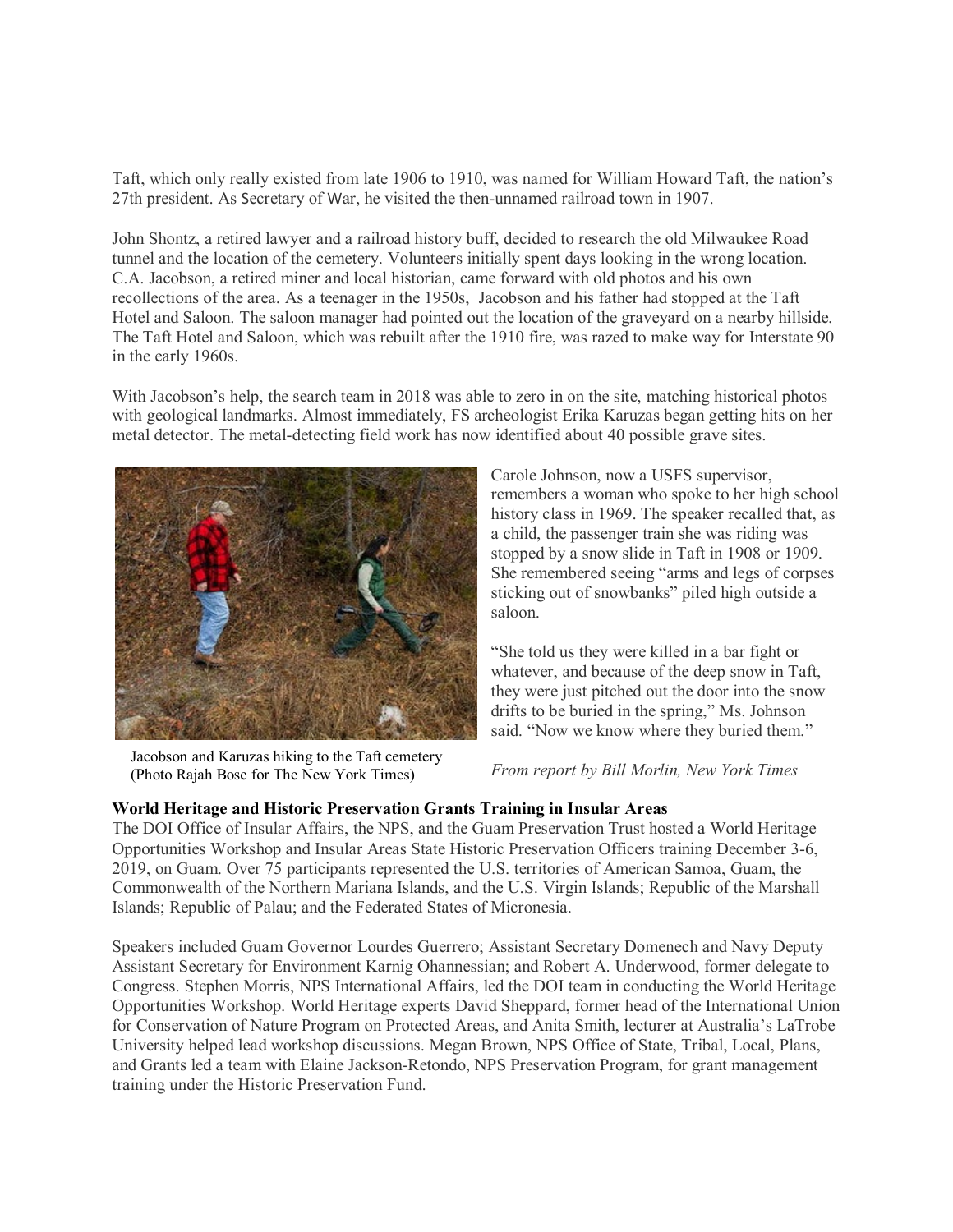Taft, which only really existed from late 1906 to 1910, was named for William Howard Taft, the nation's 27th president. As Secretary of War, he visited the then-unnamed railroad town in 1907.

John Shontz, a retired lawyer and a railroad history buff, decided to research the old Milwaukee Road tunnel and the location of the cemetery. Volunteers initially spent days looking in the wrong location. C.A. Jacobson, a retired miner and local historian, came forward with old photos and his own recollections of the area. As a teenager in the 1950s, Jacobson and his father had stopped at the Taft Hotel and Saloon. The saloon manager had pointed out the location of the graveyard on a nearby hillside. The Taft Hotel and Saloon, which was rebuilt after the 1910 fire, was razed to make way for Interstate 90 in the early 1960s.

With Jacobson's help, the search team in 2018 was able to zero in on the site, matching historical photos with geological landmarks. Almost immediately, FS archeologist Erika Karuzas began getting hits on her metal detector. The metal-detecting field work has now identified about 40 possible grave sites.

Jacobson and Karuzas hiking to the Taft cemetery (Photo Rajah Bose for The New York Times)

Carole Johnson, now a USFS supervisor, remembers a woman who spoke to her high school history class in 1969. The speaker recalled that, as a child, the passenger train she was riding was stopped by a snow slide in Taft in 1908 or 1909. She remembered seeing "arms and legs of corpses sticking out of snowbanks" piled high outside a saloon.

"She told us they were killed in a bar fight or whatever, and because of the deep snow in Taft, they were just pitched out the door into the snow drifts to be buried in the spring," Ms. Johnson said. "Now we know where they buried them."

*From report by Bill Morlin, New York Times*

**World Heritage and Historic Preservation Grants Training in Insular Areas**

The DOI Office of Insular Affairs, the NPS, and the Guam Preservation Trust hosted a World Heritage Opportunities Workshop and Insular Areas State Historic Preservation Officers training December 3-6, 2019, on Guam. Over 75 participants represented the U.S. territories of American Samoa, Guam, the Commonwealth of the Northern Mariana Islands, and the U.S. Virgin Islands; Republic of the Marshall Islands; Republic of Palau; and the Federated States of Micronesia.

Speakers included Guam Governor Lourdes Guerrero; Assistant Secretary Domenech and Navy Deputy Assistant Secretary for Environment Karnig Ohannessian; and Robert A. Underwood, former delegate to Congress. Stephen Morris, NPS International Affairs, led the DOI team in conducting the World Heritage Opportunities Workshop. World Heritage experts David Sheppard, former head of the International Union for Conservation of Nature Program on Protected Areas, and Anita Smith, lecturer at Australia's LaTrobe University helped lead workshop discussions. Megan Brown, NPS Office of State, Tribal, Local, Plans, and Grants led a team with Elaine Jackson-Retondo, NPS Preservation Program, for grant management training under the Historic Preservation Fund.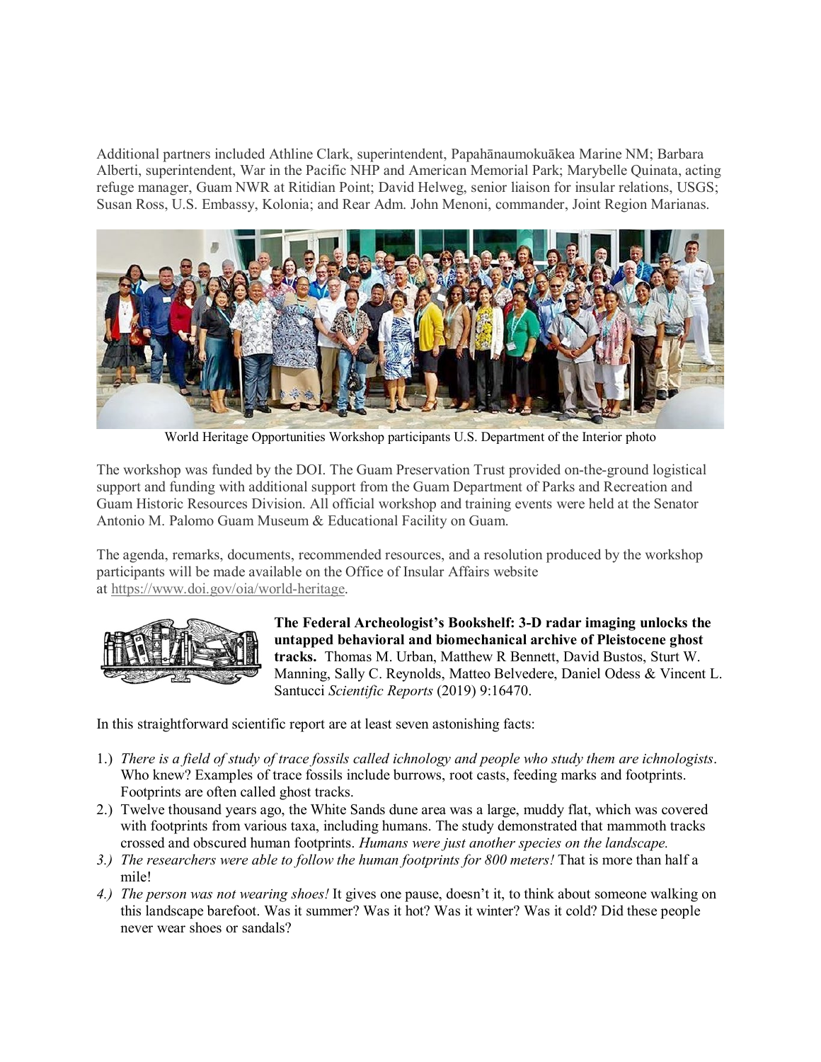Additional partners included Athline Clark, superintendent, Papahānaumokuākea Marine NM; Barbara Alberti, superintendent, War in the Pacific NHP and American Memorial Park; Marybelle Quinata, acting refuge manager, Guam NWR at Ritidian Point; David Helweg, senior liaison for insular relations, USGS; Susan Ross, U.S. Embassy, Kolonia; and Rear Adm. John Menoni, commander, Joint Region Marianas.

World Heritage Opportunities Workshop participants U.S. Department of the Interior photo

The workshop was funded by the DOI. The Guam Preservation Trust provided on-the-ground logistical support and funding with additional support from the Guam Department of Parks and Recreation and Guam Historic Resources Division. All official workshop and training events were held at the Senator Antonio M. Palomo Guam Museum & Educational Facility on Guam.

The agenda, remarks, documents, recommended resources, and a resolution produced by the workshop participants will be made available on the Office of Insular Affairs website at https://www.doi.gov/oia/world-heritage.

**The Federal Archeologist's Bookshelf: 3-D radar imaging unlocks the untapped behavioral and biomechanical archive of Pleistocene ghost tracks.** Thomas M. Urban, Matthew R Bennett, David Bustos, Sturt W. Manning, Sally C. Reynolds, Matteo Belvedere, Daniel Odess & Vincent L. Santucci *Scientific Reports* (2019) 9:16470.

In this straightforward scientific report are at least seven astonishing facts:

1.) *There is a field of study of trace fossils called ichnology and people who study them are ichnologists*. Who knew? Examples of trace fossils include burrows, root casts, feeding marks and footprints. Footprints are often called ghost tracks.
2.) Twelve thousand years ago, the White Sands dune area was a large, muddy flat, which was covered with footprints from various taxa, including humans. The study demonstrated that mammoth tracks crossed and obscured human footprints. *Humans were just another species on the landscape.*
3.) *The researchers were able to follow the human footprints for 800 meters!* That is more than half a mile!
4.) *The person was not wearing shoes!* It gives one pause, doesn't it, to think about someone walking on this landscape barefoot. Was it summer? Was it hot? Was it winter? Was it cold? Did these people never wear shoes or sandals?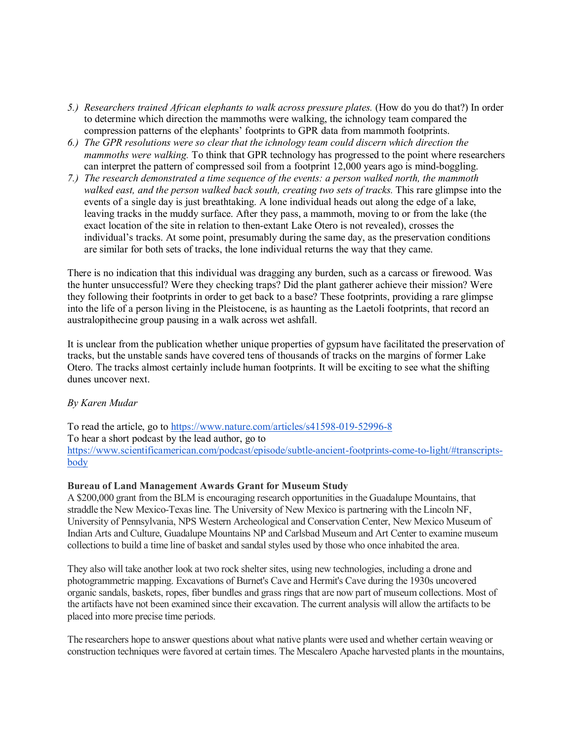5.) *Researchers trained African elephants to walk across pressure plates.* (How do you do that?) In order to determine which direction the mammoths were walking, the ichnology team compared the compression patterns of the elephants' footprints to GPR data from mammoth footprints.
6.) *The GPR resolutions were so clear that the ichnology team could discern which direction the mammoths were walking.* To think that GPR technology has progressed to the point where researchers can interpret the pattern of compressed soil from a footprint 12,000 years ago is mind-boggling.
7.) *The research demonstrated a time sequence of the events: a person walked north, the mammoth walked east, and the person walked back south, creating two sets of tracks.* This rare glimpse into the events of a single day is just breathtaking. A lone individual heads out along the edge of a lake, leaving tracks in the muddy surface. After they pass, a mammoth, moving to or from the lake (the exact location of the site in relation to then-extant Lake Otero is not revealed), crosses the individual's tracks. At some point, presumably during the same day, as the preservation conditions are similar for both sets of tracks, the lone individual returns the way that they came.

There is no indication that this individual was dragging any burden, such as a carcass or firewood. Was the hunter unsuccessful? Were they checking traps? Did the plant gatherer achieve their mission? Were they following their footprints in order to get back to a base? These footprints, providing a rare glimpse into the life of a person living in the Pleistocene, is as haunting as the Laetoli footprints, that record an australopithecine group pausing in a walk across wet ashfall.

It is unclear from the publication whether unique properties of gypsum have facilitated the preservation of tracks, but the unstable sands have covered tens of thousands of tracks on the margins of former Lake Otero. The tracks almost certainly include human footprints. It will be exciting to see what the shifting dunes uncover next.

*By Karen Mudar*

To read the article, go to https://www.nature.com/articles/s41598-019-52996-8
To hear a short podcast by the lead author, go to https://www.scientificamerican.com/podcast/episode/subtle-ancient-footprints-come-to-light/#transcripts-body

**Bureau of Land Management Awards Grant for Museum Study**

A $200,000 grant from the BLM is encouraging research opportunities in the Guadalupe Mountains, that straddle the New Mexico-Texas line. The University of New Mexico is partnering with the Lincoln NF, University of Pennsylvania, NPS Western Archeological and Conservation Center, New Mexico Museum of Indian Arts and Culture, Guadalupe Mountains NP and Carlsbad Museum and Art Center to examine museum collections to build a time line of basket and sandal styles used by those who once inhabited the area.

They also will take another look at two rock shelter sites, using new technologies, including a drone and photogrammetric mapping. Excavations of Burnet's Cave and Hermit's Cave during the 1930s uncovered organic sandals, baskets, ropes, fiber bundles and grass rings that are now part of museum collections. Most of the artifacts have not been examined since their excavation. The current analysis will allow the artifacts to be placed into more precise time periods.

The researchers hope to answer questions about what native plants were used and whether certain weaving or construction techniques were favored at certain times. The Mescalero Apache harvested plants in the mountains,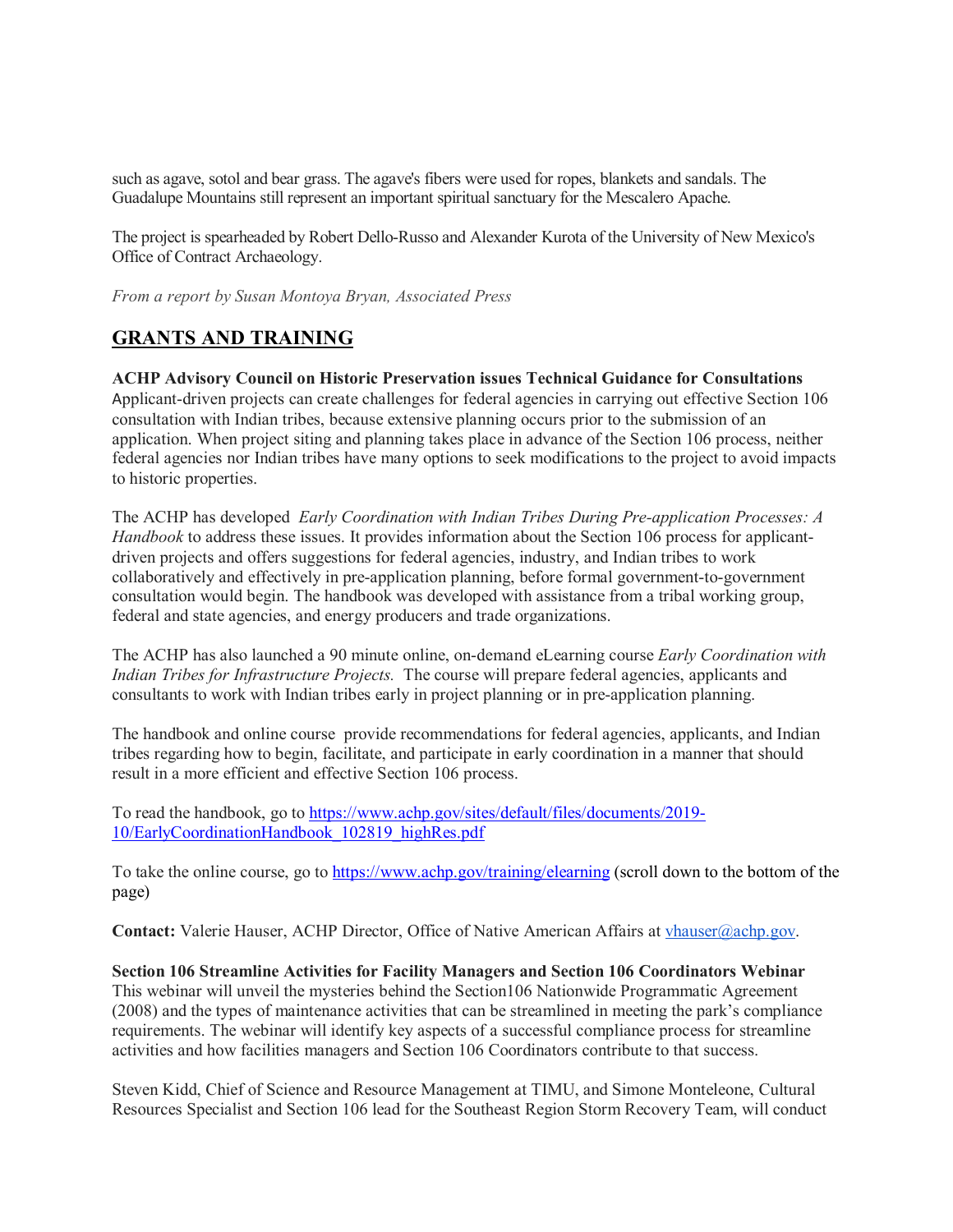such as agave, sotol and bear grass. The agave's fibers were used for ropes, blankets and sandals. The Guadalupe Mountains still represent an important spiritual sanctuary for the Mescalero Apache.

The project is spearheaded by Robert Dello-Russo and Alexander Kurota of the University of New Mexico's Office of Contract Archaeology.

*From a report by Susan Montoya Bryan, Associated Press*

## GRANTS AND TRAINING

**ACHP Advisory Council on Historic Preservation issues Technical Guidance for Consultations**
Applicant-driven projects can create challenges for federal agencies in carrying out effective Section 106 consultation with Indian tribes, because extensive planning occurs prior to the submission of an application. When project siting and planning takes place in advance of the Section 106 process, neither federal agencies nor Indian tribes have many options to seek modifications to the project to avoid impacts to historic properties.

The ACHP has developed *Early Coordination with Indian Tribes During Pre-application Processes: A Handbook* to address these issues. It provides information about the Section 106 process for applicant-driven projects and offers suggestions for federal agencies, industry, and Indian tribes to work collaboratively and effectively in pre-application planning, before formal government-to-government consultation would begin. The handbook was developed with assistance from a tribal working group, federal and state agencies, and energy producers and trade organizations.

The ACHP has also launched a 90 minute online, on-demand eLearning course *Early Coordination with Indian Tribes for Infrastructure Projects.* The course will prepare federal agencies, applicants and consultants to work with Indian tribes early in project planning or in pre-application planning.

The handbook and online course provide recommendations for federal agencies, applicants, and Indian tribes regarding how to begin, facilitate, and participate in early coordination in a manner that should result in a more efficient and effective Section 106 process.

To read the handbook, go to [https://www.achp.gov/sites/default/files/documents/2019-10/EarlyCoordinationHandbook_102819_highRes.pdf](https://www.achp.gov/sites/default/files/documents/2019-10/EarlyCoordinationHandbook_102819_highRes.pdf)

To take the online course, go to [https://www.achp.gov/training/elearning](https://www.achp.gov/training/elearning) (scroll down to the bottom of the page)

**Contact:** Valerie Hauser, ACHP Director, Office of Native American Affairs at [vhauser@achp.gov](mailto:vhauser@achp.gov).

**Section 106 Streamline Activities for Facility Managers and Section 106 Coordinators Webinar**
This webinar will unveil the mysteries behind the Section106 Nationwide Programmatic Agreement (2008) and the types of maintenance activities that can be streamlined in meeting the park's compliance requirements. The webinar will identify key aspects of a successful compliance process for streamline activities and how facilities managers and Section 106 Coordinators contribute to that success.

Steven Kidd, Chief of Science and Resource Management at TIMU, and Simone Monteleone, Cultural Resources Specialist and Section 106 lead for the Southeast Region Storm Recovery Team, will conduct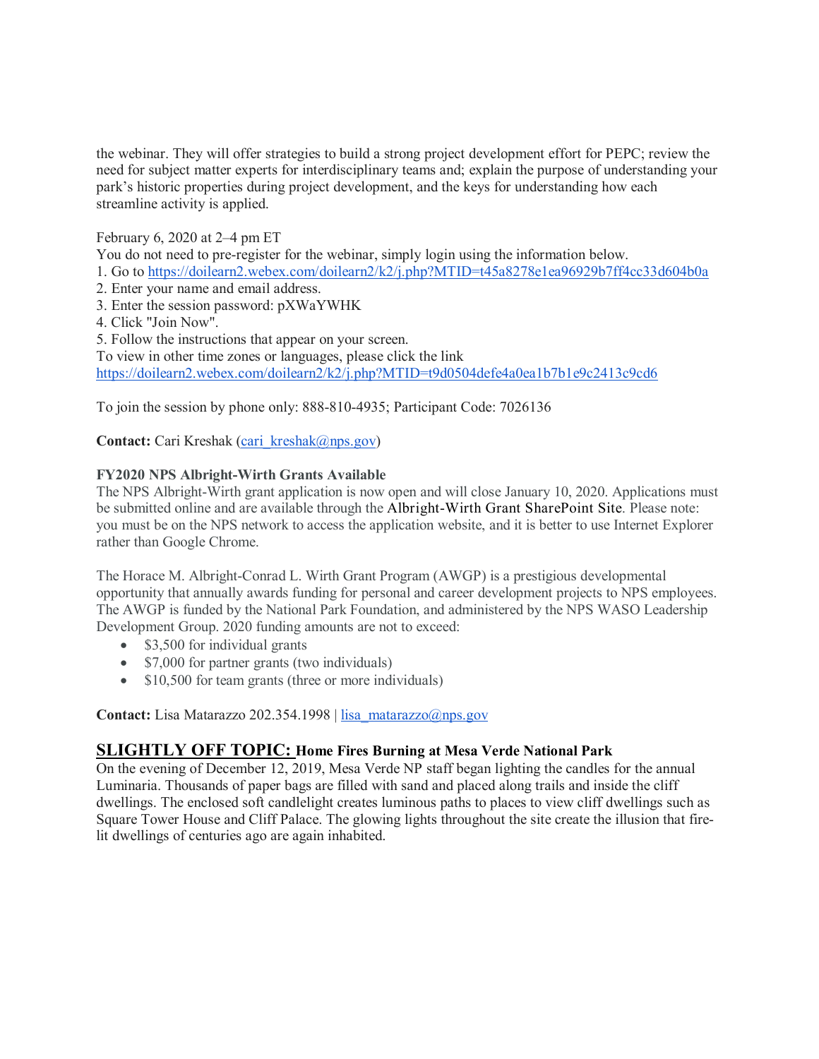the webinar. They will offer strategies to build a strong project development effort for PEPC; review the need for subject matter experts for interdisciplinary teams and; explain the purpose of understanding your park's historic properties during project development, and the keys for understanding how each streamline activity is applied.

February 6, 2020 at 2–4 pm ET
You do not need to pre-register for the webinar, simply login using the information below.
1. Go to https://doilearn2.webex.com/doilearn2/k2/j.php?MTID=t45a8278e1ea96929b7ff4cc33d604b0a
2. Enter your name and email address.
3. Enter the session password: pXWaYWHK
4. Click "Join Now".
5. Follow the instructions that appear on your screen.
To view in other time zones or languages, please click the link https://doilearn2.webex.com/doilearn2/k2/j.php?MTID=t9d0504defe4a0ea1b7b1e9c2413c9cd6

To join the session by phone only: 888-810-4935; Participant Code: 7026136

**Contact:** Cari Kreshak (cari_kreshak@nps.gov)

**FY2020 NPS Albright-Wirth Grants Available**
The NPS Albright-Wirth grant application is now open and will close January 10, 2020. Applications must be submitted online and are available through the Albright-Wirth Grant SharePoint Site. Please note: you must be on the NPS network to access the application website, and it is better to use Internet Explorer rather than Google Chrome.

The Horace M. Albright-Conrad L. Wirth Grant Program (AWGP) is a prestigious developmental opportunity that annually awards funding for personal and career development projects to NPS employees. The AWGP is funded by the National Park Foundation, and administered by the NPS WASO Leadership Development Group. 2020 funding amounts are not to exceed:

- $3,500 for individual grants
- $7,000 for partner grants (two individuals)
- $10,500 for team grants (three or more individuals)

**Contact:** Lisa Matarazzo 202.354.1998 | lisa_matarazzo@nps.gov

## SLIGHTLY OFF TOPIC: Home Fires Burning at Mesa Verde National Park

On the evening of December 12, 2019, Mesa Verde NP staff began lighting the candles for the annual Luminaria. Thousands of paper bags are filled with sand and placed along trails and inside the cliff dwellings. The enclosed soft candlelight creates luminous paths to places to view cliff dwellings such as Square Tower House and Cliff Palace. The glowing lights throughout the site create the illusion that fire-lit dwellings of centuries ago are again inhabited.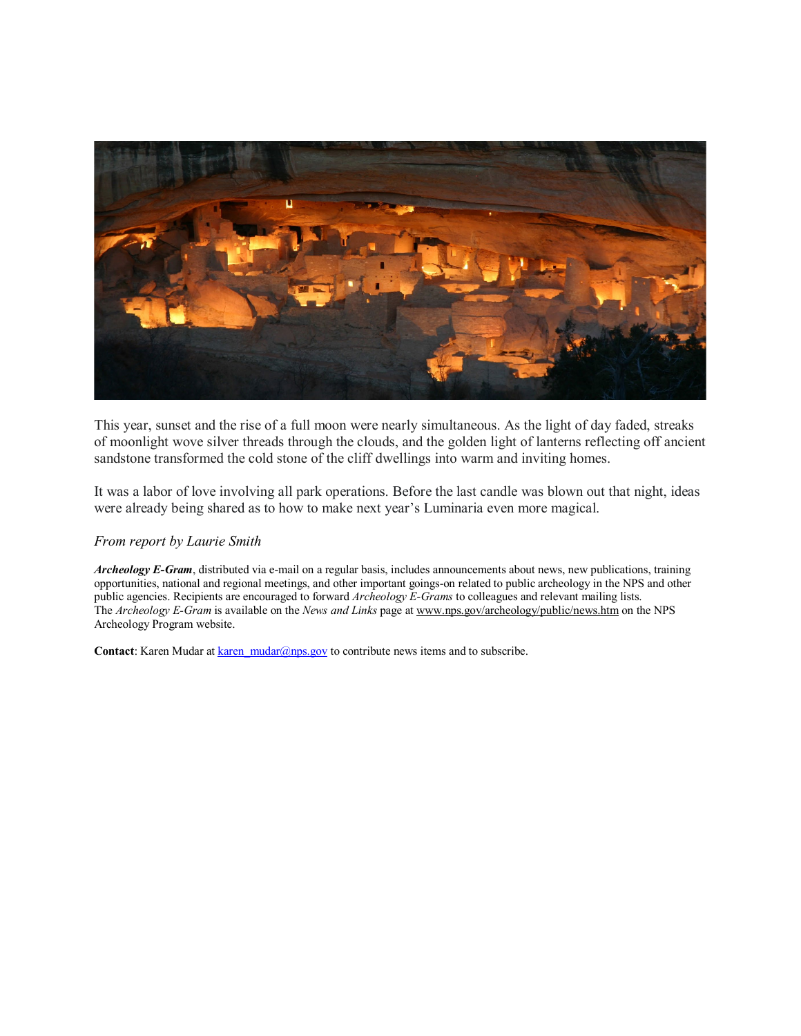This year, sunset and the rise of a full moon were nearly simultaneous. As the light of day faded, streaks of moonlight wove silver threads through the clouds, and the golden light of lanterns reflecting off ancient sandstone transformed the cold stone of the cliff dwellings into warm and inviting homes.

It was a labor of love involving all park operations. Before the last candle was blown out that night, ideas were already being shared as to how to make next year's Luminaria even more magical.

*From report by Laurie Smith*

***Archeology E-Gram***, distributed via e-mail on a regular basis, includes announcements about news, new publications, training opportunities, national and regional meetings, and other important goings-on related to public archeology in the NPS and other public agencies. Recipients are encouraged to forward *Archeology E-Grams* to colleagues and relevant mailing lists. The *Archeology E-Gram* is available on the *News and Links* page at www.nps.gov/archeology/public/news.htm on the NPS Archeology Program website.

**Contact**: Karen Mudar at karen_mudar@nps.gov to contribute news items and to subscribe.